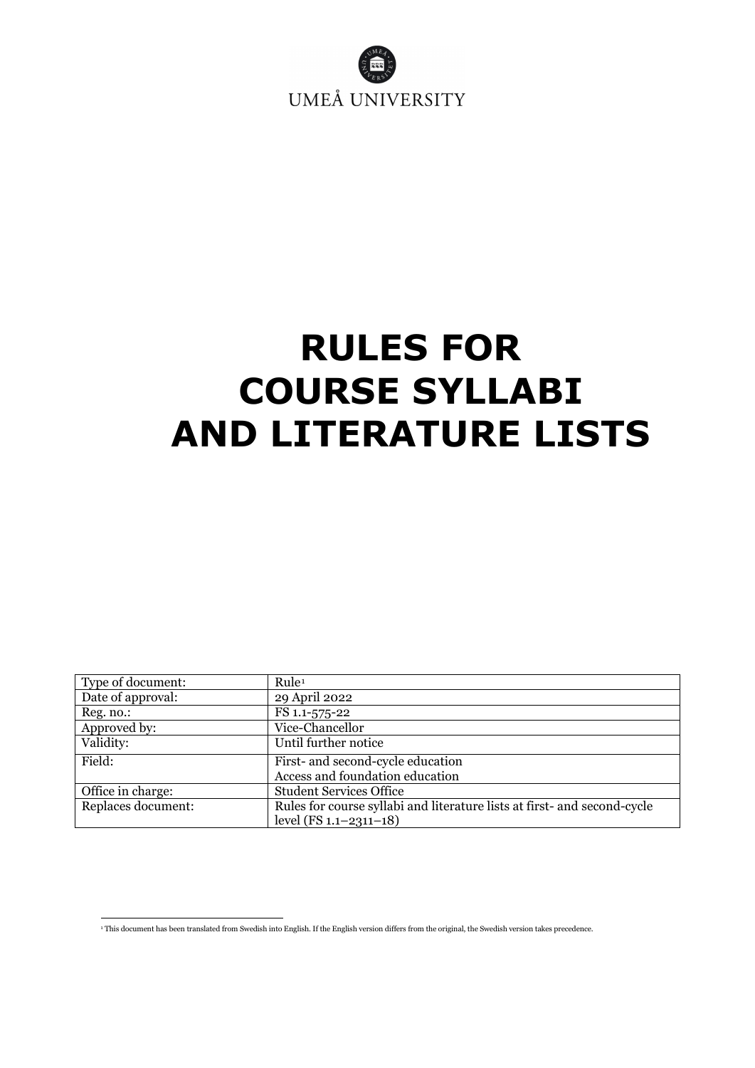UMEÅ UNIVERSITY

# RULES FOR COURSE SYLLABI AND LITERATURE LISTS

| Type of document: | Rule[1] |
|---|---|
| Date of approval: | 29 April 2022 |
| Reg. no.: | FS 1.1-575-22 |
| Approved by: | Vice-Chancellor |
| Validity: | Until further notice |
| Field: | First- and second-cycle education<br>Access and foundation education |
| Office in charge: | Student Services Office |
| Replaces document: | Rules for course syllabi and literature lists at first- and second-cycle level (FS 1.1–2311–18) |

[1] This document has been translated from Swedish into English. If the English version differs from the original, the Swedish version takes precedence.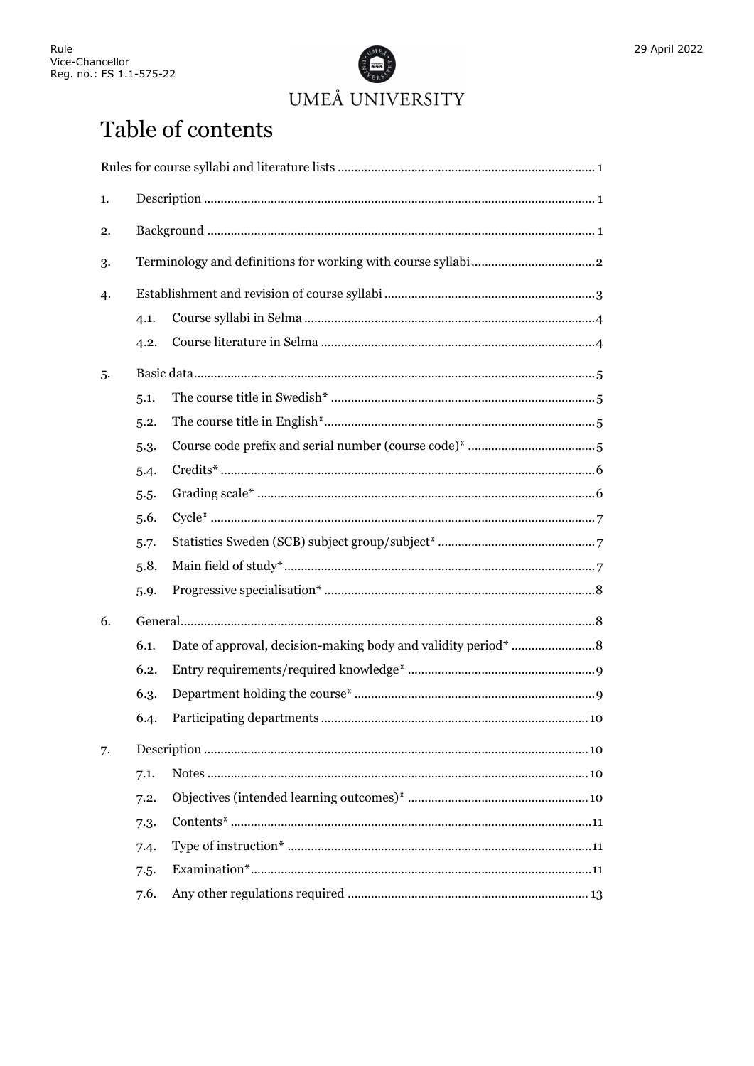# Table of contents

Rules for course syllabi and literature lists ... 1

1. Description ... 1
2. Background ... 1
3. Terminology and definitions for working with course syllabi ... 2
4. Establishment and revision of course syllabi ... 3
   - 4.1. Course syllabi in Selma ... 4
   - 4.2. Course literature in Selma ... 4
5. Basic data ... 5
   - 5.1. The course title in Swedish* ... 5
   - 5.2. The course title in English* ... 5
   - 5.3. Course code prefix and serial number (course code)* ... 5
   - 5.4. Credits* ... 6
   - 5.5. Grading scale* ... 6
   - 5.6. Cycle* ... 7
   - 5.7. Statistics Sweden (SCB) subject group/subject* ... 7
   - 5.8. Main field of study* ... 7
   - 5.9. Progressive specialisation* ... 8
6. General ... 8
   - 6.1. Date of approval, decision-making body and validity period* ... 8
   - 6.2. Entry requirements/required knowledge* ... 9
   - 6.3. Department holding the course* ... 9
   - 6.4. Participating departments ... 10
7. Description ... 10
   - 7.1. Notes ... 10
   - 7.2. Objectives (intended learning outcomes)* ... 10
   - 7.3. Contents* ... 11
   - 7.4. Type of instruction* ... 11
   - 7.5. Examination* ... 11
   - 7.6. Any other regulations required ... 13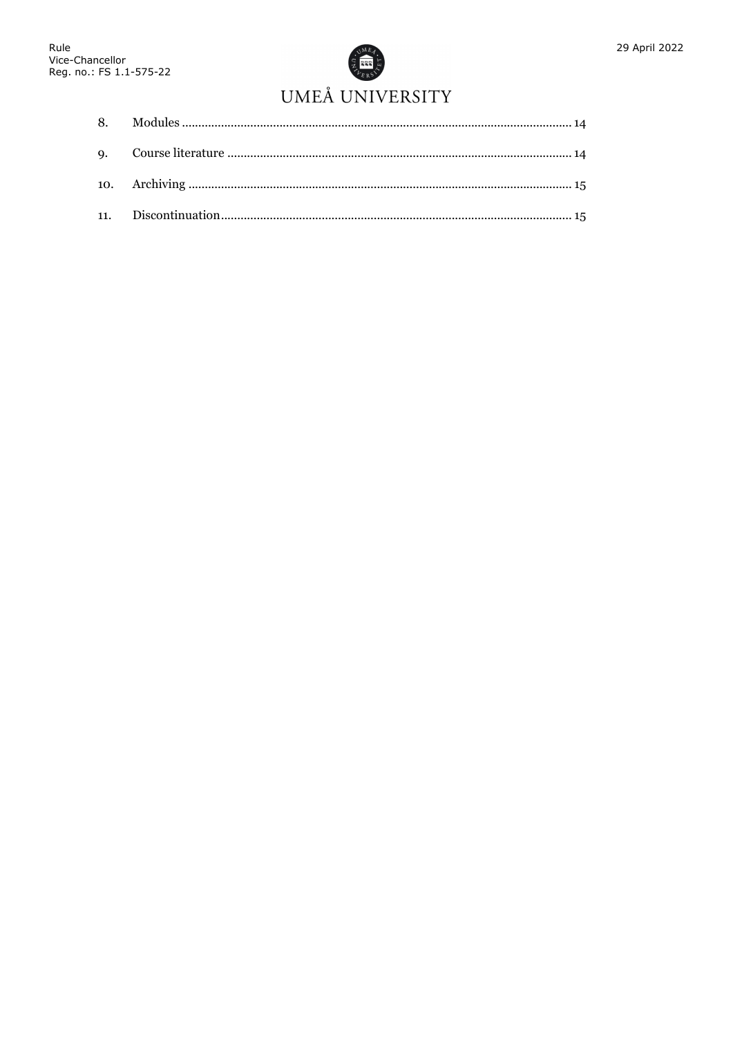8. Modules ........................................................................................................... 14

9. Course literature ............................................................................................. 14

10. Archiving ......................................................................................................... 15

11. Discontinuation ............................................................................................... 15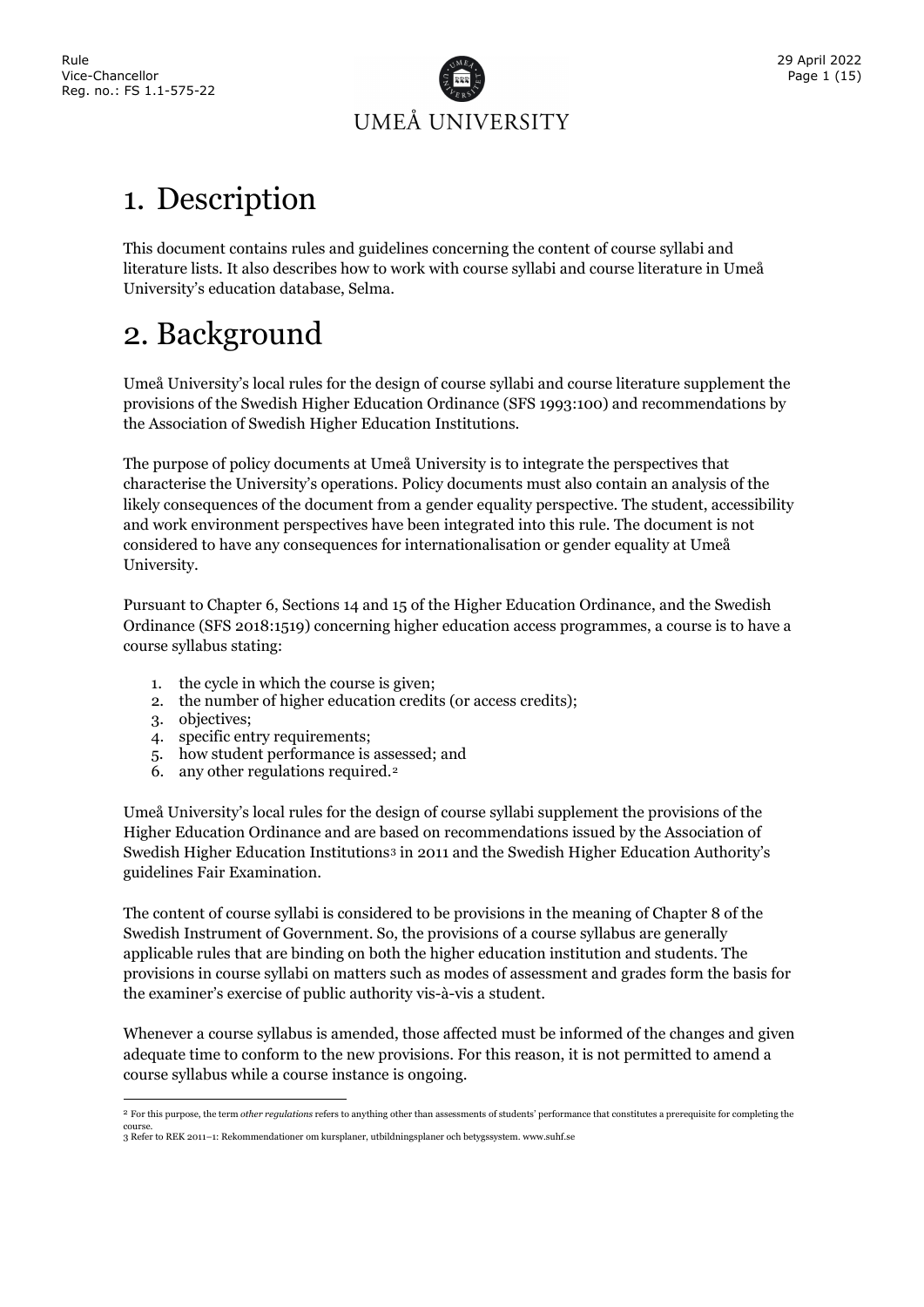# 1. Description

This document contains rules and guidelines concerning the content of course syllabi and literature lists. It also describes how to work with course syllabi and course literature in Umeå University's education database, Selma.

# 2. Background

Umeå University's local rules for the design of course syllabi and course literature supplement the provisions of the Swedish Higher Education Ordinance (SFS 1993:100) and recommendations by the Association of Swedish Higher Education Institutions.

The purpose of policy documents at Umeå University is to integrate the perspectives that characterise the University's operations. Policy documents must also contain an analysis of the likely consequences of the document from a gender equality perspective. The student, accessibility and work environment perspectives have been integrated into this rule. The document is not considered to have any consequences for internationalisation or gender equality at Umeå University.

Pursuant to Chapter 6, Sections 14 and 15 of the Higher Education Ordinance, and the Swedish Ordinance (SFS 2018:1519) concerning higher education access programmes, a course is to have a course syllabus stating:

1. the cycle in which the course is given;
2. the number of higher education credits (or access credits);
3. objectives;
4. specific entry requirements;
5. how student performance is assessed; and
6. any other regulations required.[2]

Umeå University's local rules for the design of course syllabi supplement the provisions of the Higher Education Ordinance and are based on recommendations issued by the Association of Swedish Higher Education Institutions[3] in 2011 and the Swedish Higher Education Authority's guidelines Fair Examination.

The content of course syllabi is considered to be provisions in the meaning of Chapter 8 of the Swedish Instrument of Government. So, the provisions of a course syllabus are generally applicable rules that are binding on both the higher education institution and students. The provisions in course syllabi on matters such as modes of assessment and grades form the basis for the examiner's exercise of public authority vis-à-vis a student.

Whenever a course syllabus is amended, those affected must be informed of the changes and given adequate time to conform to the new provisions. For this reason, it is not permitted to amend a course syllabus while a course instance is ongoing.

---

[2] For this purpose, the term *other regulations* refers to anything other than assessments of students' performance that constitutes a prerequisite for completing the course.

[3] Refer to REK 2011–1: Rekommendationer om kursplaner, utbildningsplaner och betygssystem. www.suhf.se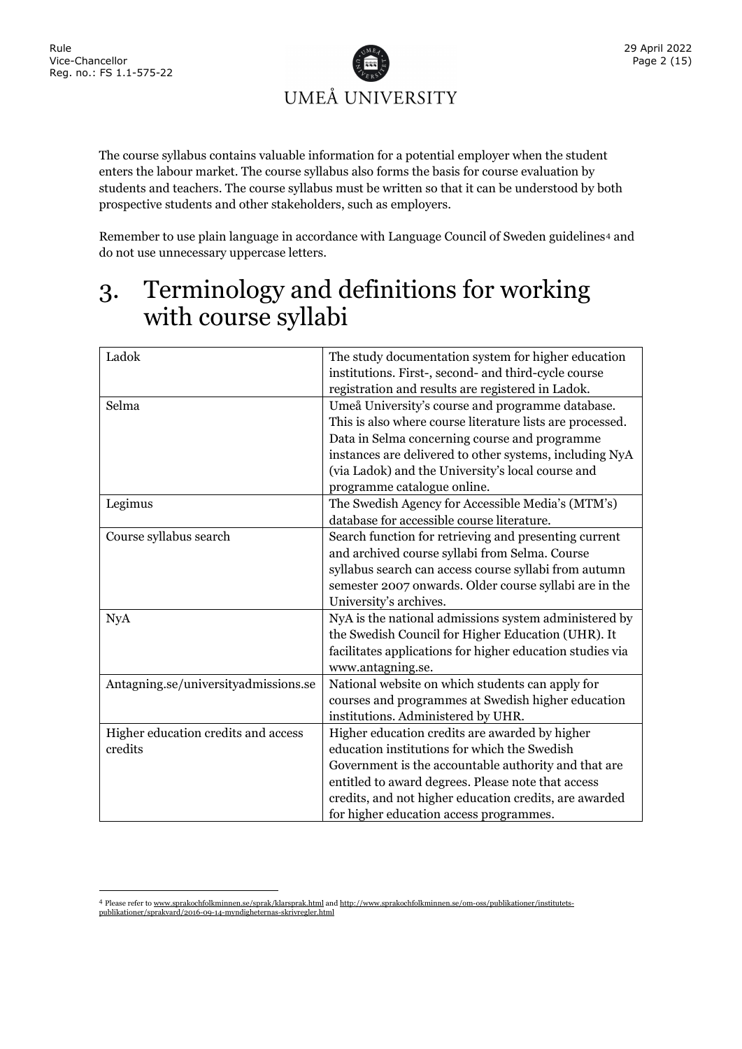The course syllabus contains valuable information for a potential employer when the student enters the labour market. The course syllabus also forms the basis for course evaluation by students and teachers. The course syllabus must be written so that it can be understood by both prospective students and other stakeholders, such as employers.

Remember to use plain language in accordance with Language Council of Sweden guidelines[4] and do not use unnecessary uppercase letters.

# 3. Terminology and definitions for working with course syllabi

| Term | Definition |
| --- | --- |
| Ladok | The study documentation system for higher education institutions. First-, second- and third-cycle course registration and results are registered in Ladok. |
| Selma | Umeå University's course and programme database. This is also where course literature lists are processed. Data in Selma concerning course and programme instances are delivered to other systems, including NyA (via Ladok) and the University's local course and programme catalogue online. |
| Legimus | The Swedish Agency for Accessible Media's (MTM's) database for accessible course literature. |
| Course syllabus search | Search function for retrieving and presenting current and archived course syllabi from Selma. Course syllabus search can access course syllabi from autumn semester 2007 onwards. Older course syllabi are in the University's archives. |
| NyA | NyA is the national admissions system administered by the Swedish Council for Higher Education (UHR). It facilitates applications for higher education studies via www.antagning.se. |
| Antagning.se/universityadmissions.se | National website on which students can apply for courses and programmes at Swedish higher education institutions. Administered by UHR. |
| Higher education credits and access credits | Higher education credits are awarded by higher education institutions for which the Swedish Government is the accountable authority and that are entitled to award degrees. Please note that access credits, and not higher education credits, are awarded for higher education access programmes. |

[4] Please refer to www.sprakochfolkminnen.se/sprak/klarsprak.html and http://www.sprakochfolkminnen.se/om-oss/publikationer/institutets-publikationer/sprakvard/2016-09-14-myndigheternas-skrivregler.html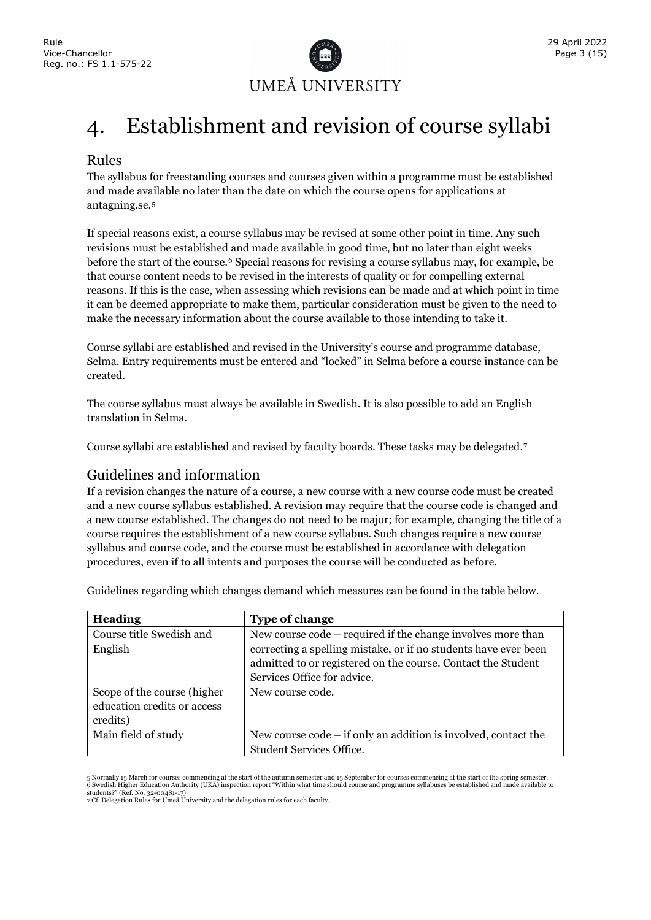# 4. Establishment and revision of course syllabi

## Rules

The syllabus for freestanding courses and courses given within a programme must be established and made available no later than the date on which the course opens for applications at antagning.se.[5]

If special reasons exist, a course syllabus may be revised at some other point in time. Any such revisions must be established and made available in good time, but no later than eight weeks before the start of the course.[6] Special reasons for revising a course syllabus may, for example, be that course content needs to be revised in the interests of quality or for compelling external reasons. If this is the case, when assessing which revisions can be made and at which point in time it can be deemed appropriate to make them, particular consideration must be given to the need to make the necessary information about the course available to those intending to take it.

Course syllabi are established and revised in the University's course and programme database, Selma. Entry requirements must be entered and "locked" in Selma before a course instance can be created.

The course syllabus must always be available in Swedish. It is also possible to add an English translation in Selma.

Course syllabi are established and revised by faculty boards. These tasks may be delegated.[7]

## Guidelines and information

If a revision changes the nature of a course, a new course with a new course code must be created and a new course syllabus established. A revision may require that the course code is changed and a new course established. The changes do not need to be major; for example, changing the title of a course requires the establishment of a new course syllabus. Such changes require a new course syllabus and course code, and the course must be established in accordance with delegation procedures, even if to all intents and purposes the course will be conducted as before.

Guidelines regarding which changes demand which measures can be found in the table below.

| Heading | Type of change |
|---|---|
| Course title Swedish and English | New course code – required if the change involves more than correcting a spelling mistake, or if no students have ever been admitted to or registered on the course. Contact the Student Services Office for advice. |
| Scope of the course (higher education credits or access credits) | New course code. |
| Main field of study | New course code – if only an addition is involved, contact the Student Services Office. |

5 Normally 15 March for courses commencing at the start of the autumn semester and 15 September for courses commencing at the start of the spring semester.
6 Swedish Higher Education Authority (UKÄ) inspection report "Within what time should course and programme syllabuses be established and made available to students?" (Ref. No. 32-00481-17)
7 Cf. Delegation Rules for Umeå University and the delegation rules for each faculty.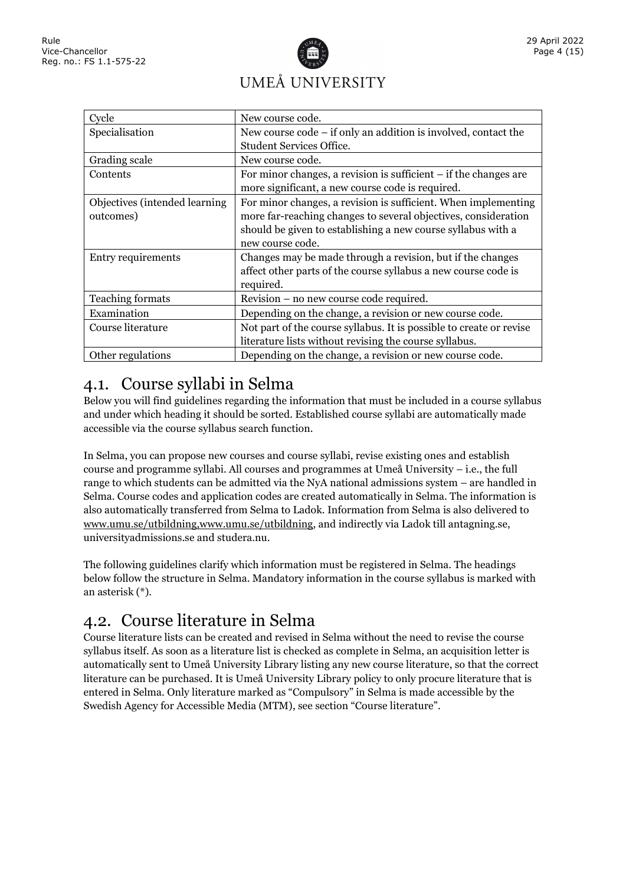| Cycle | New course code. |
|---|---|
| Specialisation | New course code – if only an addition is involved, contact the Student Services Office. |
| Grading scale | New course code. |
| Contents | For minor changes, a revision is sufficient – if the changes are more significant, a new course code is required. |
| Objectives (intended learning outcomes) | For minor changes, a revision is sufficient. When implementing more far-reaching changes to several objectives, consideration should be given to establishing a new course syllabus with a new course code. |
| Entry requirements | Changes may be made through a revision, but if the changes affect other parts of the course syllabus a new course code is required. |
| Teaching formats | Revision – no new course code required. |
| Examination | Depending on the change, a revision or new course code. |
| Course literature | Not part of the course syllabus. It is possible to create or revise literature lists without revising the course syllabus. |
| Other regulations | Depending on the change, a revision or new course code. |

## 4.1. Course syllabi in Selma

Below you will find guidelines regarding the information that must be included in a course syllabus and under which heading it should be sorted. Established course syllabi are automatically made accessible via the course syllabus search function.

In Selma, you can propose new courses and course syllabi, revise existing ones and establish course and programme syllabi. All courses and programmes at Umeå University – i.e., the full range to which students can be admitted via the NyA national admissions system – are handled in Selma. Course codes and application codes are created automatically in Selma. The information is also automatically transferred from Selma to Ladok. Information from Selma is also delivered to www.umu.se/utbildning,www.umu.se/utbildning, and indirectly via Ladok till antagning.se, universityadmissions.se and studera.nu.

The following guidelines clarify which information must be registered in Selma. The headings below follow the structure in Selma. Mandatory information in the course syllabus is marked with an asterisk (*).

## 4.2. Course literature in Selma

Course literature lists can be created and revised in Selma without the need to revise the course syllabus itself. As soon as a literature list is checked as complete in Selma, an acquisition letter is automatically sent to Umeå University Library listing any new course literature, so that the correct literature can be purchased. It is Umeå University Library policy to only procure literature that is entered in Selma. Only literature marked as "Compulsory" in Selma is made accessible by the Swedish Agency for Accessible Media (MTM), see section "Course literature".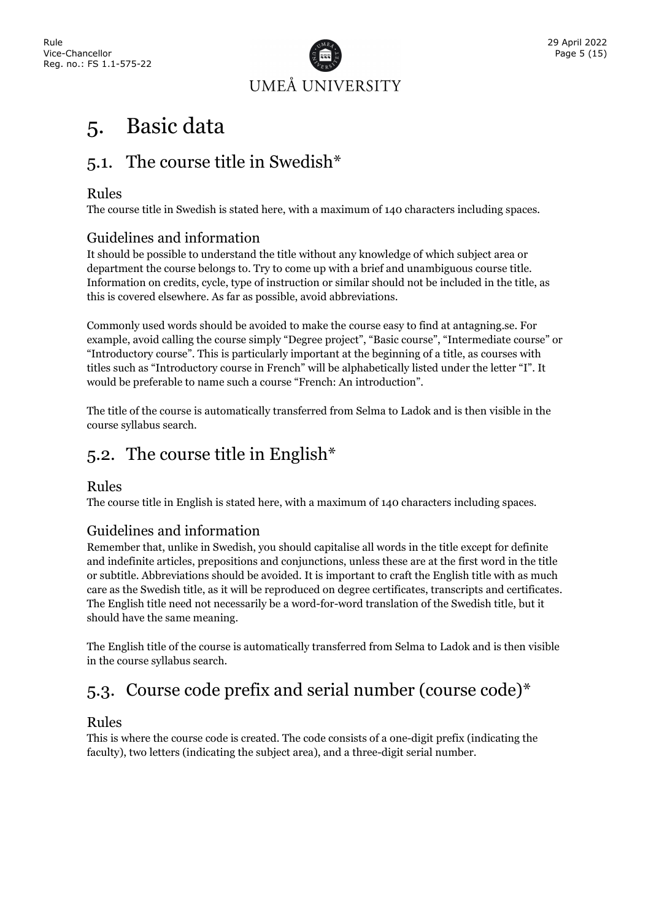# 5. Basic data

## 5.1. The course title in Swedish*

### Rules

The course title in Swedish is stated here, with a maximum of 140 characters including spaces.

### Guidelines and information

It should be possible to understand the title without any knowledge of which subject area or department the course belongs to. Try to come up with a brief and unambiguous course title. Information on credits, cycle, type of instruction or similar should not be included in the title, as this is covered elsewhere. As far as possible, avoid abbreviations.

Commonly used words should be avoided to make the course easy to find at antagning.se. For example, avoid calling the course simply "Degree project", "Basic course", "Intermediate course" or "Introductory course". This is particularly important at the beginning of a title, as courses with titles such as "Introductory course in French" will be alphabetically listed under the letter "I". It would be preferable to name such a course "French: An introduction".

The title of the course is automatically transferred from Selma to Ladok and is then visible in the course syllabus search.

## 5.2. The course title in English*

### Rules

The course title in English is stated here, with a maximum of 140 characters including spaces.

### Guidelines and information

Remember that, unlike in Swedish, you should capitalise all words in the title except for definite and indefinite articles, prepositions and conjunctions, unless these are at the first word in the title or subtitle. Abbreviations should be avoided. It is important to craft the English title with as much care as the Swedish title, as it will be reproduced on degree certificates, transcripts and certificates. The English title need not necessarily be a word-for-word translation of the Swedish title, but it should have the same meaning.

The English title of the course is automatically transferred from Selma to Ladok and is then visible in the course syllabus search.

## 5.3. Course code prefix and serial number (course code)*

### Rules

This is where the course code is created. The code consists of a one-digit prefix (indicating the faculty), two letters (indicating the subject area), and a three-digit serial number.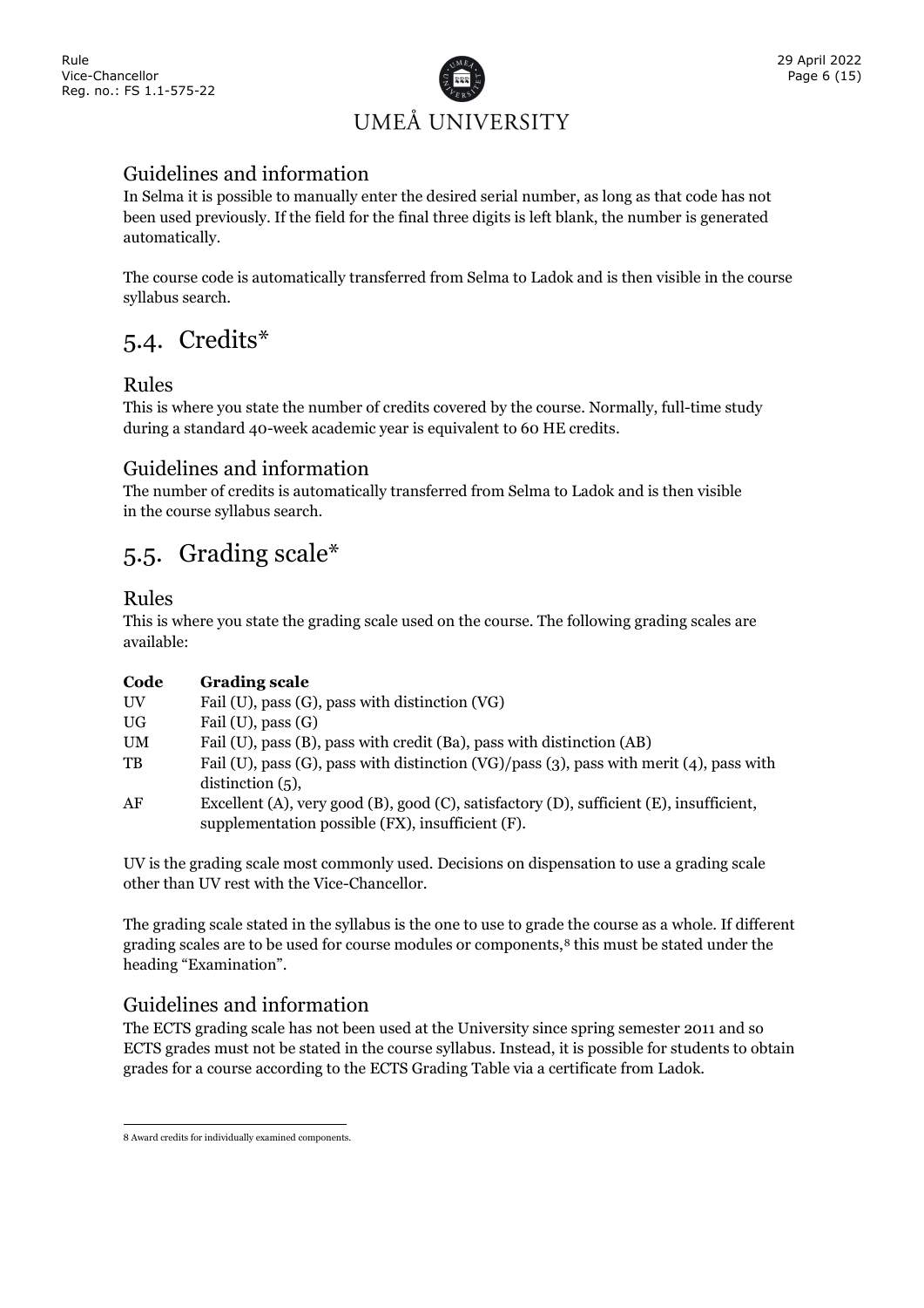### Guidelines and information

In Selma it is possible to manually enter the desired serial number, as long as that code has not been used previously. If the field for the final three digits is left blank, the number is generated automatically.

The course code is automatically transferred from Selma to Ladok and is then visible in the course syllabus search.

## 5.4. Credits*

### Rules

This is where you state the number of credits covered by the course. Normally, full-time study during a standard 40-week academic year is equivalent to 60 HE credits.

### Guidelines and information

The number of credits is automatically transferred from Selma to Ladok and is then visible in the course syllabus search.

## 5.5. Grading scale*

### Rules

This is where you state the grading scale used on the course. The following grading scales are available:

| Code | Grading scale |
|---|---|
| UV | Fail (U), pass (G), pass with distinction (VG) |
| UG | Fail (U), pass (G) |
| UM | Fail (U), pass (B), pass with credit (Ba), pass with distinction (AB) |
| TB | Fail (U), pass (G), pass with distinction (VG)/pass (3), pass with merit (4), pass with distinction (5), |
| AF | Excellent (A), very good (B), good (C), satisfactory (D), sufficient (E), insufficient, supplementation possible (FX), insufficient (F). |

UV is the grading scale most commonly used. Decisions on dispensation to use a grading scale other than UV rest with the Vice-Chancellor.

The grading scale stated in the syllabus is the one to use to grade the course as a whole. If different grading scales are to be used for course modules or components,[8] this must be stated under the heading "Examination".

### Guidelines and information

The ECTS grading scale has not been used at the University since spring semester 2011 and so ECTS grades must not be stated in the course syllabus. Instead, it is possible for students to obtain grades for a course according to the ECTS Grading Table via a certificate from Ladok.

---

[8] Award credits for individually examined components.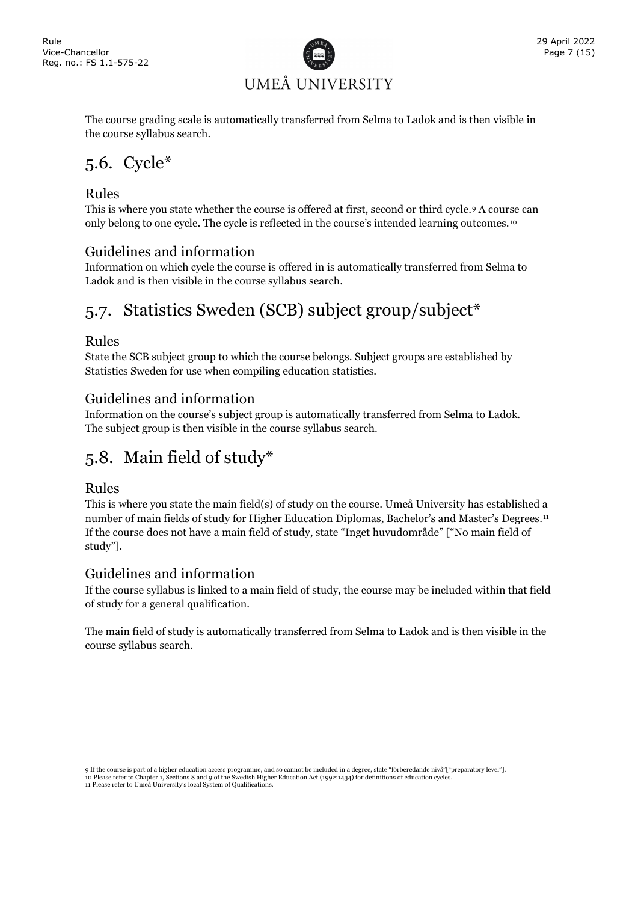The course grading scale is automatically transferred from Selma to Ladok and is then visible in the course syllabus search.

## 5.6. Cycle*

### Rules

This is where you state whether the course is offered at first, second or third cycle.[9] A course can only belong to one cycle. The cycle is reflected in the course's intended learning outcomes.[10]

### Guidelines and information

Information on which cycle the course is offered in is automatically transferred from Selma to Ladok and is then visible in the course syllabus search.

## 5.7. Statistics Sweden (SCB) subject group/subject*

### Rules

State the SCB subject group to which the course belongs. Subject groups are established by Statistics Sweden for use when compiling education statistics.

### Guidelines and information

Information on the course's subject group is automatically transferred from Selma to Ladok. The subject group is then visible in the course syllabus search.

## 5.8. Main field of study*

### Rules

This is where you state the main field(s) of study on the course. Umeå University has established a number of main fields of study for Higher Education Diplomas, Bachelor's and Master's Degrees.[11] If the course does not have a main field of study, state "Inget huvudområde" ["No main field of study"].

### Guidelines and information

If the course syllabus is linked to a main field of study, the course may be included within that field of study for a general qualification.

The main field of study is automatically transferred from Selma to Ladok and is then visible in the course syllabus search.

---

9 If the course is part of a higher education access programme, and so cannot be included in a degree, state "förberedande nivå"["preparatory level"].
10 Please refer to Chapter 1, Sections 8 and 9 of the Swedish Higher Education Act (1992:1434) for definitions of education cycles.
11 Please refer to Umeå University's local System of Qualifications.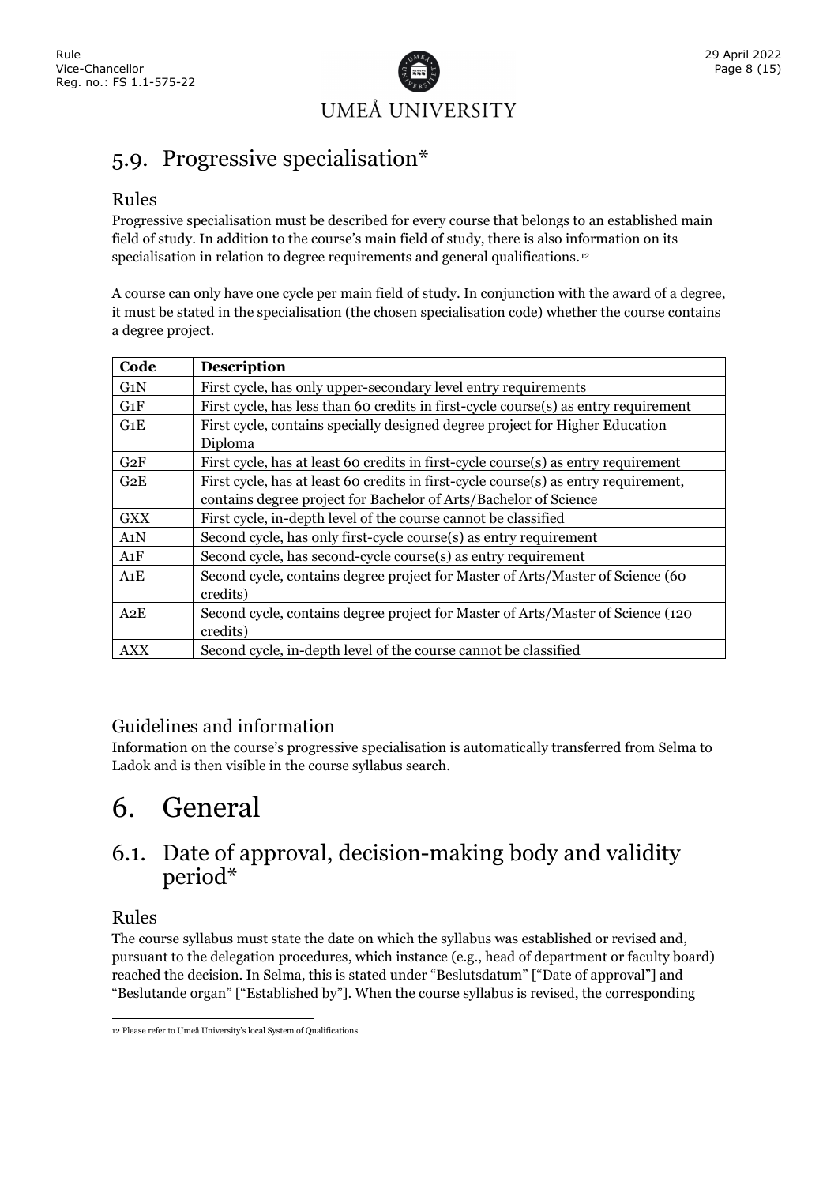## 5.9. Progressive specialisation*

### Rules

Progressive specialisation must be described for every course that belongs to an established main field of study. In addition to the course's main field of study, there is also information on its specialisation in relation to degree requirements and general qualifications.[12]

A course can only have one cycle per main field of study. In conjunction with the award of a degree, it must be stated in the specialisation (the chosen specialisation code) whether the course contains a degree project.

| Code | Description |
|---|---|
| G1N | First cycle, has only upper-secondary level entry requirements |
| G1F | First cycle, has less than 60 credits in first-cycle course(s) as entry requirement |
| G1E | First cycle, contains specially designed degree project for Higher Education Diploma |
| G2F | First cycle, has at least 60 credits in first-cycle course(s) as entry requirement |
| G2E | First cycle, has at least 60 credits in first-cycle course(s) as entry requirement, contains degree project for Bachelor of Arts/Bachelor of Science |
| GXX | First cycle, in-depth level of the course cannot be classified |
| A1N | Second cycle, has only first-cycle course(s) as entry requirement |
| A1F | Second cycle, has second-cycle course(s) as entry requirement |
| A1E | Second cycle, contains degree project for Master of Arts/Master of Science (60 credits) |
| A2E | Second cycle, contains degree project for Master of Arts/Master of Science (120 credits) |
| AXX | Second cycle, in-depth level of the course cannot be classified |

### Guidelines and information

Information on the course's progressive specialisation is automatically transferred from Selma to Ladok and is then visible in the course syllabus search.

# 6. General

## 6.1. Date of approval, decision-making body and validity period*

### Rules

The course syllabus must state the date on which the syllabus was established or revised and, pursuant to the delegation procedures, which instance (e.g., head of department or faculty board) reached the decision. In Selma, this is stated under "Beslutsdatum" ["Date of approval"] and "Beslutande organ" ["Established by"]. When the course syllabus is revised, the corresponding

12 Please refer to Umeå University's local System of Qualifications.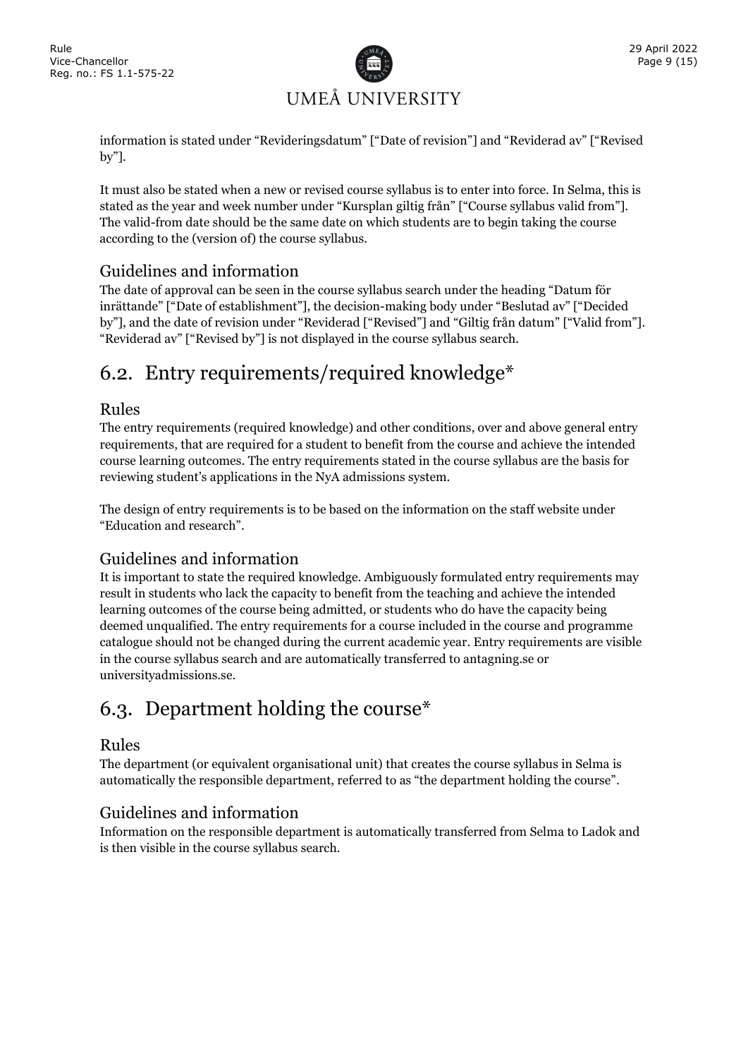information is stated under “Revideringsdatum” [“Date of revision”] and “Reviderad av” [“Revised by”].

It must also be stated when a new or revised course syllabus is to enter into force. In Selma, this is stated as the year and week number under “Kursplan giltig från” [“Course syllabus valid from”]. The valid-from date should be the same date on which students are to begin taking the course according to the (version of) the course syllabus.

### Guidelines and information

The date of approval can be seen in the course syllabus search under the heading “Datum för inrättande” [“Date of establishment”], the decision-making body under “Beslutad av” [“Decided by”], and the date of revision under “Reviderad [“Revised”] and “Giltig från datum” [“Valid from”]. “Reviderad av” [“Revised by”] is not displayed in the course syllabus search.

## 6.2. Entry requirements/required knowledge*

### Rules

The entry requirements (required knowledge) and other conditions, over and above general entry requirements, that are required for a student to benefit from the course and achieve the intended course learning outcomes. The entry requirements stated in the course syllabus are the basis for reviewing student’s applications in the NyA admissions system.

The design of entry requirements is to be based on the information on the staff website under “Education and research”.

### Guidelines and information

It is important to state the required knowledge. Ambiguously formulated entry requirements may result in students who lack the capacity to benefit from the teaching and achieve the intended learning outcomes of the course being admitted, or students who do have the capacity being deemed unqualified. The entry requirements for a course included in the course and programme catalogue should not be changed during the current academic year. Entry requirements are visible in the course syllabus search and are automatically transferred to antagning.se or universityadmissions.se.

## 6.3. Department holding the course*

### Rules

The department (or equivalent organisational unit) that creates the course syllabus in Selma is automatically the responsible department, referred to as “the department holding the course”.

### Guidelines and information

Information on the responsible department is automatically transferred from Selma to Ladok and is then visible in the course syllabus search.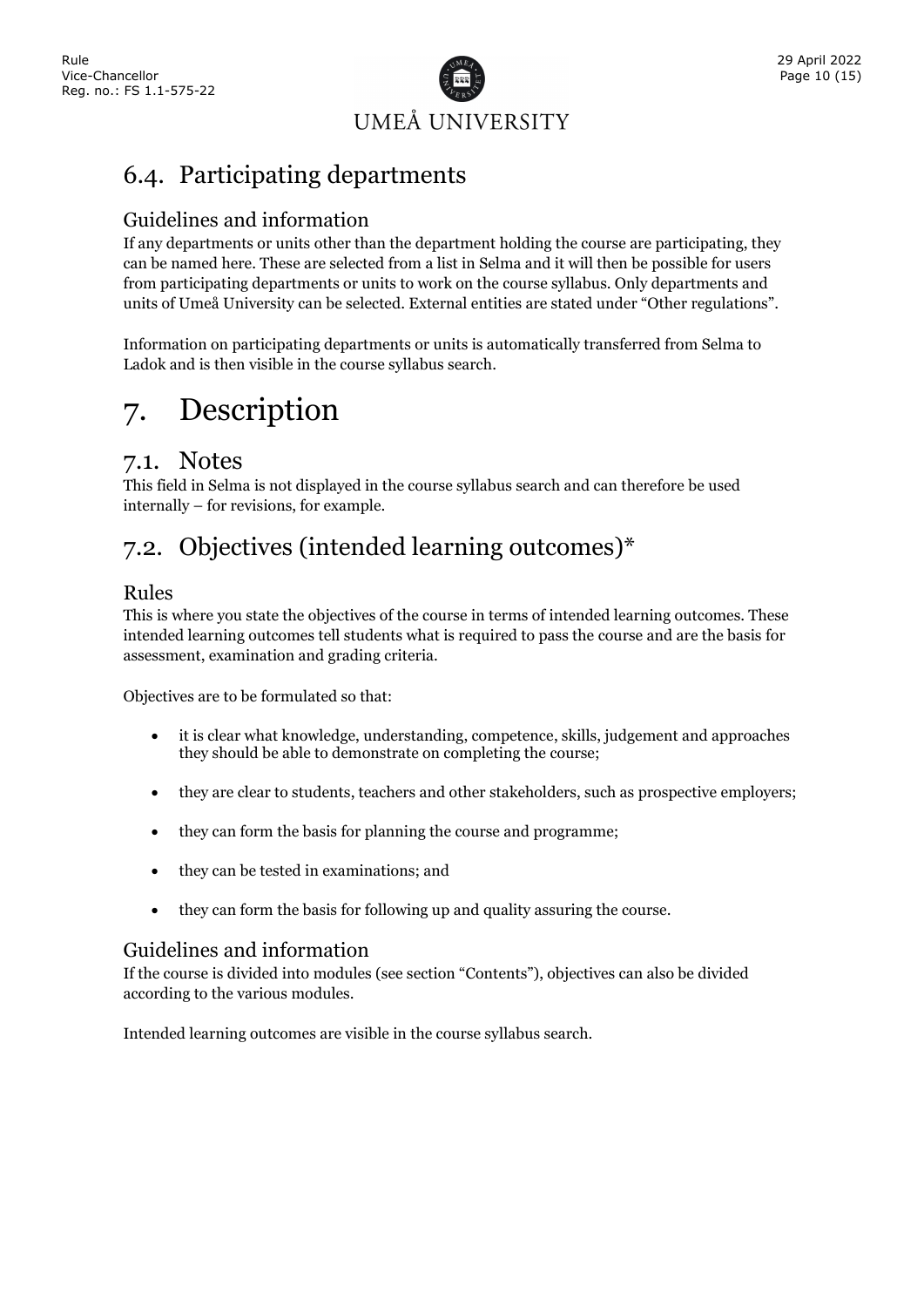## 6.4. Participating departments

### Guidelines and information

If any departments or units other than the department holding the course are participating, they can be named here. These are selected from a list in Selma and it will then be possible for users from participating departments or units to work on the course syllabus. Only departments and units of Umeå University can be selected. External entities are stated under "Other regulations".

Information on participating departments or units is automatically transferred from Selma to Ladok and is then visible in the course syllabus search.

# 7. Description

## 7.1. Notes

This field in Selma is not displayed in the course syllabus search and can therefore be used internally – for revisions, for example.

## 7.2. Objectives (intended learning outcomes)*

### Rules

This is where you state the objectives of the course in terms of intended learning outcomes. These intended learning outcomes tell students what is required to pass the course and are the basis for assessment, examination and grading criteria.

Objectives are to be formulated so that:

- it is clear what knowledge, understanding, competence, skills, judgement and approaches they should be able to demonstrate on completing the course;
- they are clear to students, teachers and other stakeholders, such as prospective employers;
- they can form the basis for planning the course and programme;
- they can be tested in examinations; and
- they can form the basis for following up and quality assuring the course.

### Guidelines and information

If the course is divided into modules (see section "Contents"), objectives can also be divided according to the various modules.

Intended learning outcomes are visible in the course syllabus search.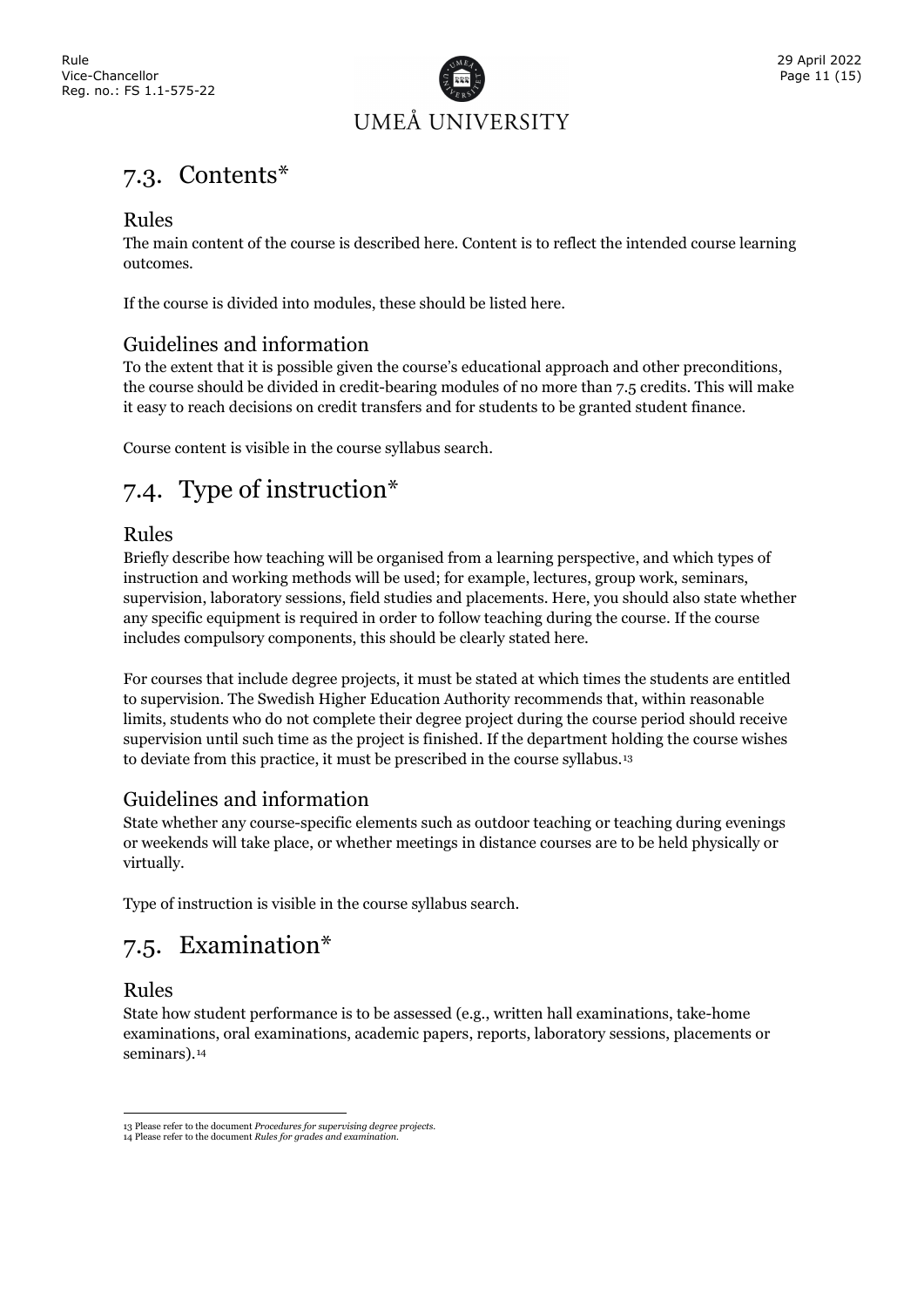## 7.3. Contents*

### Rules

The main content of the course is described here. Content is to reflect the intended course learning outcomes.

If the course is divided into modules, these should be listed here.

### Guidelines and information

To the extent that it is possible given the course's educational approach and other preconditions, the course should be divided in credit-bearing modules of no more than 7.5 credits. This will make it easy to reach decisions on credit transfers and for students to be granted student finance.

Course content is visible in the course syllabus search.

## 7.4. Type of instruction*

### Rules

Briefly describe how teaching will be organised from a learning perspective, and which types of instruction and working methods will be used; for example, lectures, group work, seminars, supervision, laboratory sessions, field studies and placements. Here, you should also state whether any specific equipment is required in order to follow teaching during the course. If the course includes compulsory components, this should be clearly stated here.

For courses that include degree projects, it must be stated at which times the students are entitled to supervision. The Swedish Higher Education Authority recommends that, within reasonable limits, students who do not complete their degree project during the course period should receive supervision until such time as the project is finished. If the department holding the course wishes to deviate from this practice, it must be prescribed in the course syllabus.[13]

### Guidelines and information

State whether any course-specific elements such as outdoor teaching or teaching during evenings or weekends will take place, or whether meetings in distance courses are to be held physically or virtually.

Type of instruction is visible in the course syllabus search.

## 7.5. Examination*

### Rules

State how student performance is to be assessed (e.g., written hall examinations, take-home examinations, oral examinations, academic papers, reports, laboratory sessions, placements or seminars).[14]

---

[13] Please refer to the document *Procedures for supervising degree projects.*

[14] Please refer to the document *Rules for grades and examination.*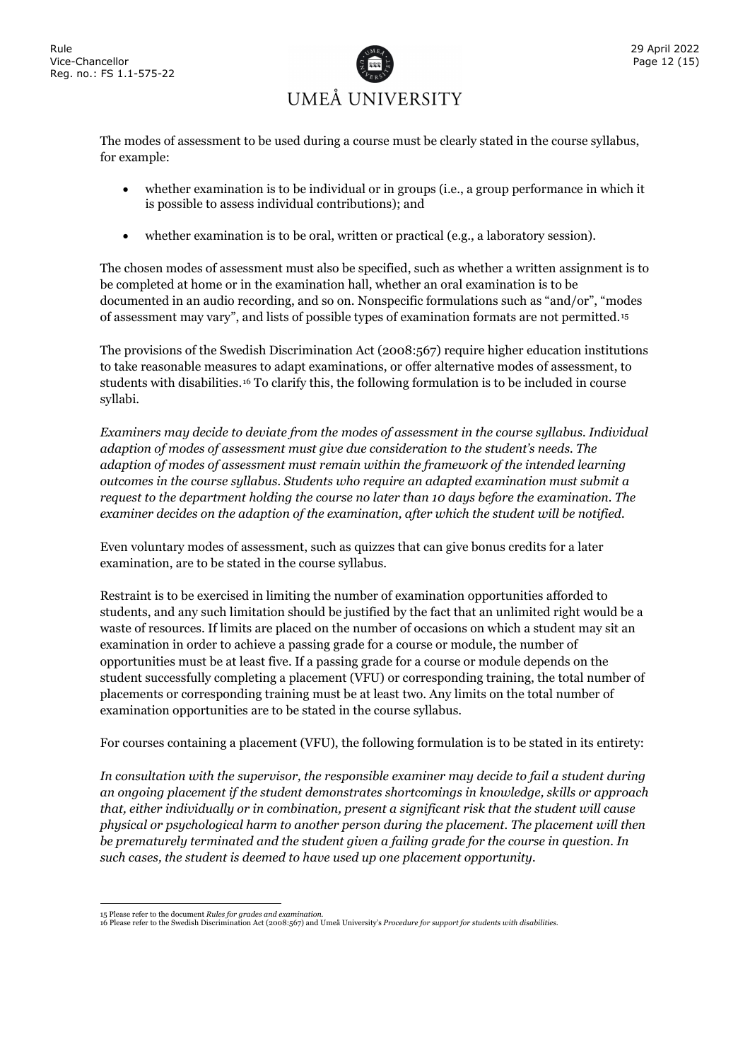The modes of assessment to be used during a course must be clearly stated in the course syllabus, for example:

- whether examination is to be individual or in groups (i.e., a group performance in which it is possible to assess individual contributions); and
- whether examination is to be oral, written or practical (e.g., a laboratory session).

The chosen modes of assessment must also be specified, such as whether a written assignment is to be completed at home or in the examination hall, whether an oral examination is to be documented in an audio recording, and so on. Nonspecific formulations such as "and/or", "modes of assessment may vary", and lists of possible types of examination formats are not permitted.[15]

The provisions of the Swedish Discrimination Act (2008:567) require higher education institutions to take reasonable measures to adapt examinations, or offer alternative modes of assessment, to students with disabilities.[16] To clarify this, the following formulation is to be included in course syllabi.

*Examiners may decide to deviate from the modes of assessment in the course syllabus. Individual adaption of modes of assessment must give due consideration to the student's needs. The adaption of modes of assessment must remain within the framework of the intended learning outcomes in the course syllabus. Students who require an adapted examination must submit a request to the department holding the course no later than 10 days before the examination. The examiner decides on the adaption of the examination, after which the student will be notified.*

Even voluntary modes of assessment, such as quizzes that can give bonus credits for a later examination, are to be stated in the course syllabus.

Restraint is to be exercised in limiting the number of examination opportunities afforded to students, and any such limitation should be justified by the fact that an unlimited right would be a waste of resources. If limits are placed on the number of occasions on which a student may sit an examination in order to achieve a passing grade for a course or module, the number of opportunities must be at least five. If a passing grade for a course or module depends on the student successfully completing a placement (VFU) or corresponding training, the total number of placements or corresponding training must be at least two. Any limits on the total number of examination opportunities are to be stated in the course syllabus.

For courses containing a placement (VFU), the following formulation is to be stated in its entirety:

*In consultation with the supervisor, the responsible examiner may decide to fail a student during an ongoing placement if the student demonstrates shortcomings in knowledge, skills or approach that, either individually or in combination, present a significant risk that the student will cause physical or psychological harm to another person during the placement. The placement will then be prematurely terminated and the student given a failing grade for the course in question. In such cases, the student is deemed to have used up one placement opportunity.*

---

15 Please refer to the document *Rules for grades and examination.*
16 Please refer to the Swedish Discrimination Act (2008:567) and Umeå University's *Procedure for support for students with disabilities.*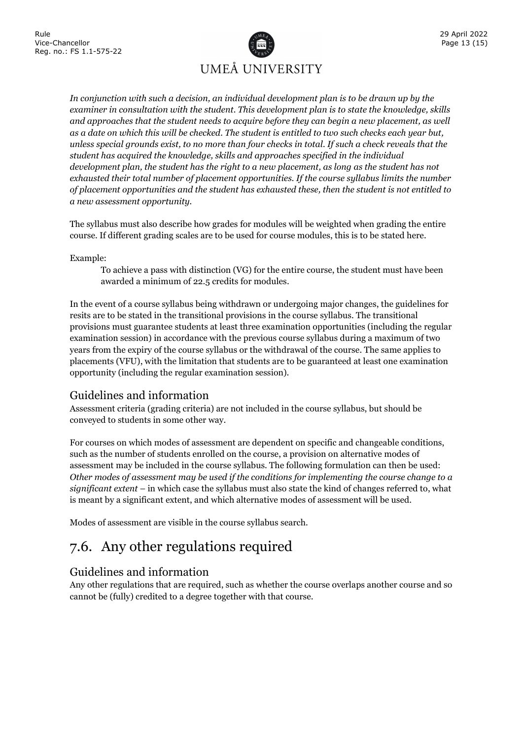*In conjunction with such a decision, an individual development plan is to be drawn up by the examiner in consultation with the student. This development plan is to state the knowledge, skills and approaches that the student needs to acquire before they can begin a new placement, as well as a date on which this will be checked. The student is entitled to two such checks each year but, unless special grounds exist, to no more than four checks in total. If such a check reveals that the student has acquired the knowledge, skills and approaches specified in the individual development plan, the student has the right to a new placement, as long as the student has not exhausted their total number of placement opportunities. If the course syllabus limits the number of placement opportunities and the student has exhausted these, then the student is not entitled to a new assessment opportunity.*

The syllabus must also describe how grades for modules will be weighted when grading the entire course. If different grading scales are to be used for course modules, this is to be stated here.

Example:

> To achieve a pass with distinction (VG) for the entire course, the student must have been awarded a minimum of 22.5 credits for modules.

In the event of a course syllabus being withdrawn or undergoing major changes, the guidelines for resits are to be stated in the transitional provisions in the course syllabus. The transitional provisions must guarantee students at least three examination opportunities (including the regular examination session) in accordance with the previous course syllabus during a maximum of two years from the expiry of the course syllabus or the withdrawal of the course. The same applies to placements (VFU), with the limitation that students are to be guaranteed at least one examination opportunity (including the regular examination session).

### Guidelines and information

Assessment criteria (grading criteria) are not included in the course syllabus, but should be conveyed to students in some other way.

For courses on which modes of assessment are dependent on specific and changeable conditions, such as the number of students enrolled on the course, a provision on alternative modes of assessment may be included in the course syllabus. The following formulation can then be used: *Other modes of assessment may be used if the conditions for implementing the course change to a significant extent* – in which case the syllabus must also state the kind of changes referred to, what is meant by a significant extent, and which alternative modes of assessment will be used.

Modes of assessment are visible in the course syllabus search.

## 7.6. Any other regulations required

### Guidelines and information

Any other regulations that are required, such as whether the course overlaps another course and so cannot be (fully) credited to a degree together with that course.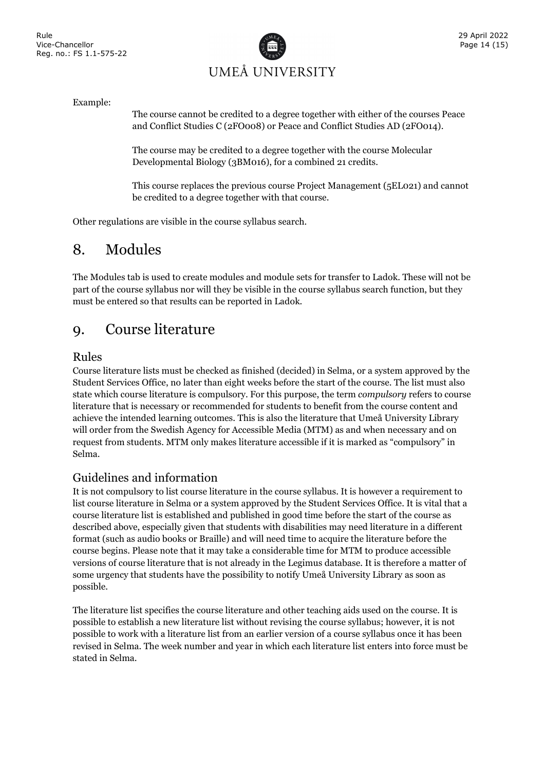Example:

> The course cannot be credited to a degree together with either of the courses Peace and Conflict Studies C (2FO008) or Peace and Conflict Studies AD (2FO014).
>
> The course may be credited to a degree together with the course Molecular Developmental Biology (3BM016), for a combined 21 credits.
>
> This course replaces the previous course Project Management (5EL021) and cannot be credited to a degree together with that course.

Other regulations are visible in the course syllabus search.

# 8. Modules

The Modules tab is used to create modules and module sets for transfer to Ladok. These will not be part of the course syllabus nor will they be visible in the course syllabus search function, but they must be entered so that results can be reported in Ladok.

# 9. Course literature

## Rules

Course literature lists must be checked as finished (decided) in Selma, or a system approved by the Student Services Office, no later than eight weeks before the start of the course. The list must also state which course literature is compulsory. For this purpose, the term *compulsory* refers to course literature that is necessary or recommended for students to benefit from the course content and achieve the intended learning outcomes. This is also the literature that Umeå University Library will order from the Swedish Agency for Accessible Media (MTM) as and when necessary and on request from students. MTM only makes literature accessible if it is marked as "compulsory" in Selma.

## Guidelines and information

It is not compulsory to list course literature in the course syllabus. It is however a requirement to list course literature in Selma or a system approved by the Student Services Office. It is vital that a course literature list is established and published in good time before the start of the course as described above, especially given that students with disabilities may need literature in a different format (such as audio books or Braille) and will need time to acquire the literature before the course begins. Please note that it may take a considerable time for MTM to produce accessible versions of course literature that is not already in the Legimus database. It is therefore a matter of some urgency that students have the possibility to notify Umeå University Library as soon as possible.

The literature list specifies the course literature and other teaching aids used on the course. It is possible to establish a new literature list without revising the course syllabus; however, it is not possible to work with a literature list from an earlier version of a course syllabus once it has been revised in Selma. The week number and year in which each literature list enters into force must be stated in Selma.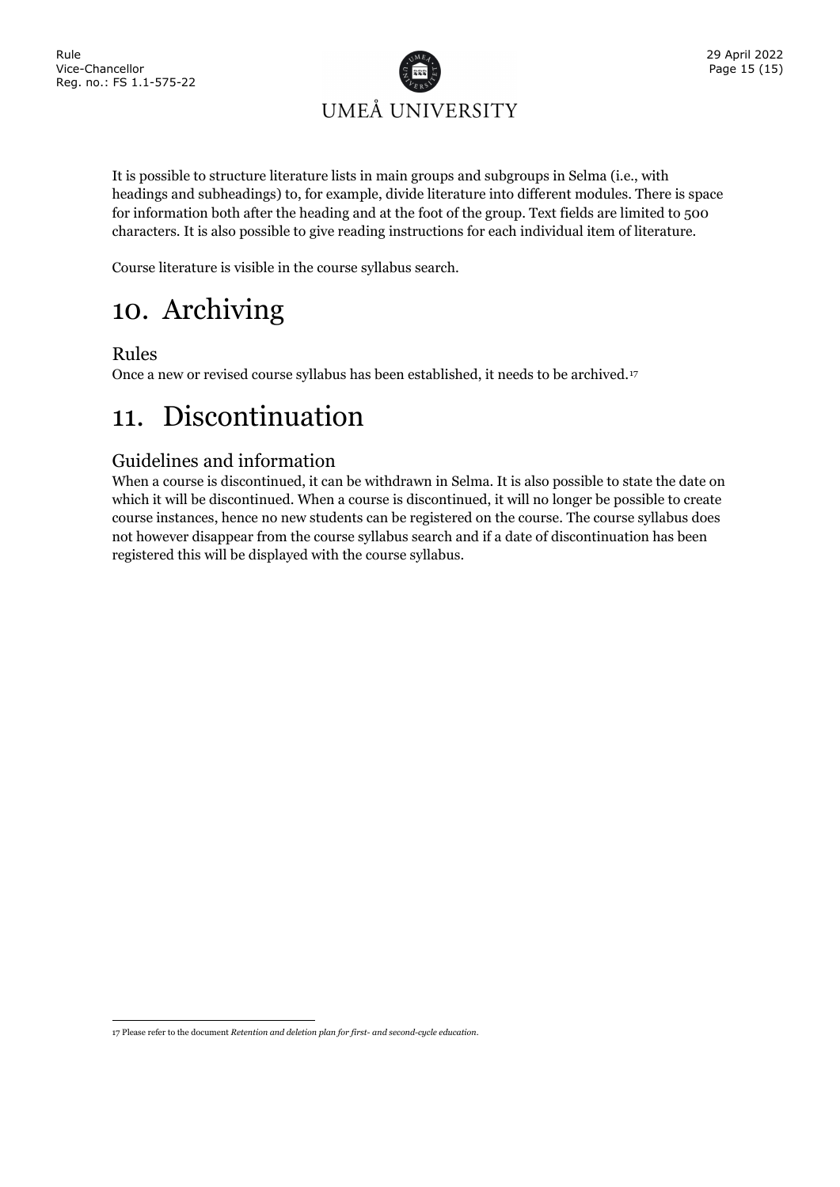It is possible to structure literature lists in main groups and subgroups in Selma (i.e., with headings and subheadings) to, for example, divide literature into different modules. There is space for information both after the heading and at the foot of the group. Text fields are limited to 500 characters. It is also possible to give reading instructions for each individual item of literature.

Course literature is visible in the course syllabus search.

# 10. Archiving

## Rules

Once a new or revised course syllabus has been established, it needs to be archived.[17]

# 11. Discontinuation

## Guidelines and information

When a course is discontinued, it can be withdrawn in Selma. It is also possible to state the date on which it will be discontinued. When a course is discontinued, it will no longer be possible to create course instances, hence no new students can be registered on the course. The course syllabus does not however disappear from the course syllabus search and if a date of discontinuation has been registered this will be displayed with the course syllabus.

---

[17] Please refer to the document *Retention and deletion plan for first- and second-cycle education*.